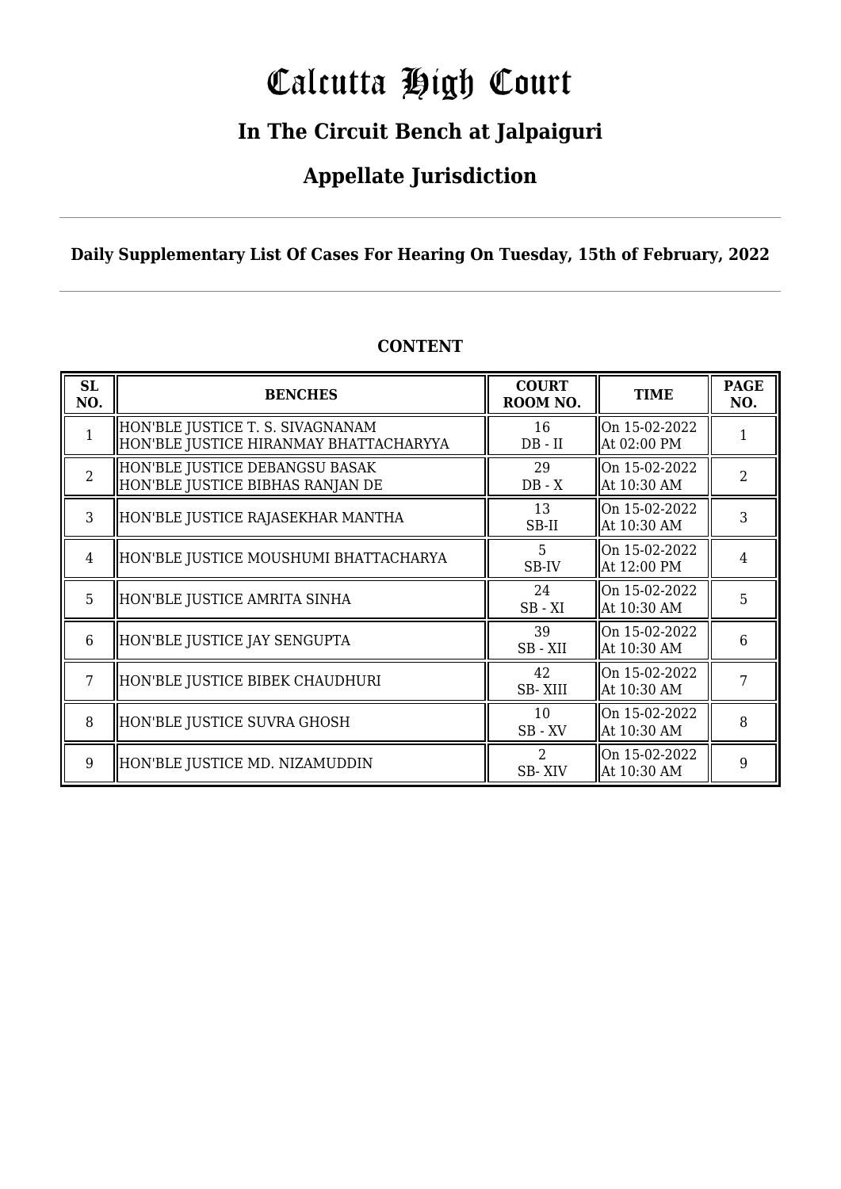# Calcutta High Court

## In The Circuit Bench at Jalpaiguri

## Appellate Jurisdiction

**Daily Supplementary List Of Cases For Hearing On Tuesday, 15th of February, 2022**

### CONTENT

| SL NO. | BENCHES | COURT ROOM NO. | TIME | PAGE NO. |
|---|---|---|---|---|
| 1 | HON'BLE JUSTICE T. S. SIVAGNANAM<br>HON'BLE JUSTICE HIRANMAY BHATTACHARYYA | 16<br>DB - II | On 15-02-2022<br>At 02:00 PM | 1 |
| 2 | HON'BLE JUSTICE DEBANGSU BASAK<br>HON'BLE JUSTICE BIBHAS RANJAN DE | 29<br>DB - X | On 15-02-2022<br>At 10:30 AM | 2 |
| 3 | HON'BLE JUSTICE RAJASEKHAR MANTHA | 13<br>SB-II | On 15-02-2022<br>At 10:30 AM | 3 |
| 4 | HON'BLE JUSTICE MOUSHUMI BHATTACHARYA | 5<br>SB-IV | On 15-02-2022<br>At 12:00 PM | 4 |
| 5 | HON'BLE JUSTICE AMRITA SINHA | 24<br>SB - XI | On 15-02-2022<br>At 10:30 AM | 5 |
| 6 | HON'BLE JUSTICE JAY SENGUPTA | 39<br>SB - XII | On 15-02-2022<br>At 10:30 AM | 6 |
| 7 | HON'BLE JUSTICE BIBEK CHAUDHURI | 42<br>SB- XIII | On 15-02-2022<br>At 10:30 AM | 7 |
| 8 | HON'BLE JUSTICE SUVRA GHOSH | 10<br>SB - XV | On 15-02-2022<br>At 10:30 AM | 8 |
| 9 | HON'BLE JUSTICE MD. NIZAMUDDIN | 2<br>SB- XIV | On 15-02-2022<br>At 10:30 AM | 9 |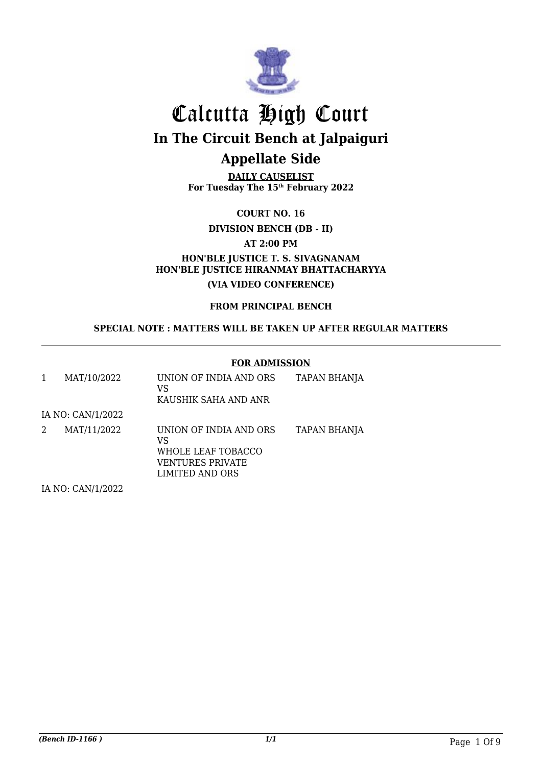# Calcutta High Court

## In The Circuit Bench at Jalpaiguri

## Appellate Side

**DAILY CAUSELIST**
**For Tuesday The 15th February 2022**

**COURT NO. 16**

**DIVISION BENCH (DB - II)**

**AT 2:00 PM**

**HON'BLE JUSTICE T. S. SIVAGNANAM**
**HON'BLE JUSTICE HIRANMAY BHATTACHARYYA**

**(VIA VIDEO CONFERENCE)**

**FROM PRINCIPAL BENCH**

**SPECIAL NOTE : MATTERS WILL BE TAKEN UP AFTER REGULAR MATTERS**

---

**FOR ADMISSION**

| | | | |
|---|---|---|---|
| 1 | MAT/10/2022 | UNION OF INDIA AND ORS<br>VS<br>KAUSHIK SAHA AND ANR | TAPAN BHANJA |
| IA NO: CAN/1/2022 | | | |
| 2 | MAT/11/2022 | UNION OF INDIA AND ORS<br>VS<br>WHOLE LEAF TOBACCO VENTURES PRIVATE LIMITED AND ORS | TAPAN BHANJA |
| IA NO: CAN/1/2022 | | | |

*(Bench ID-1166 )*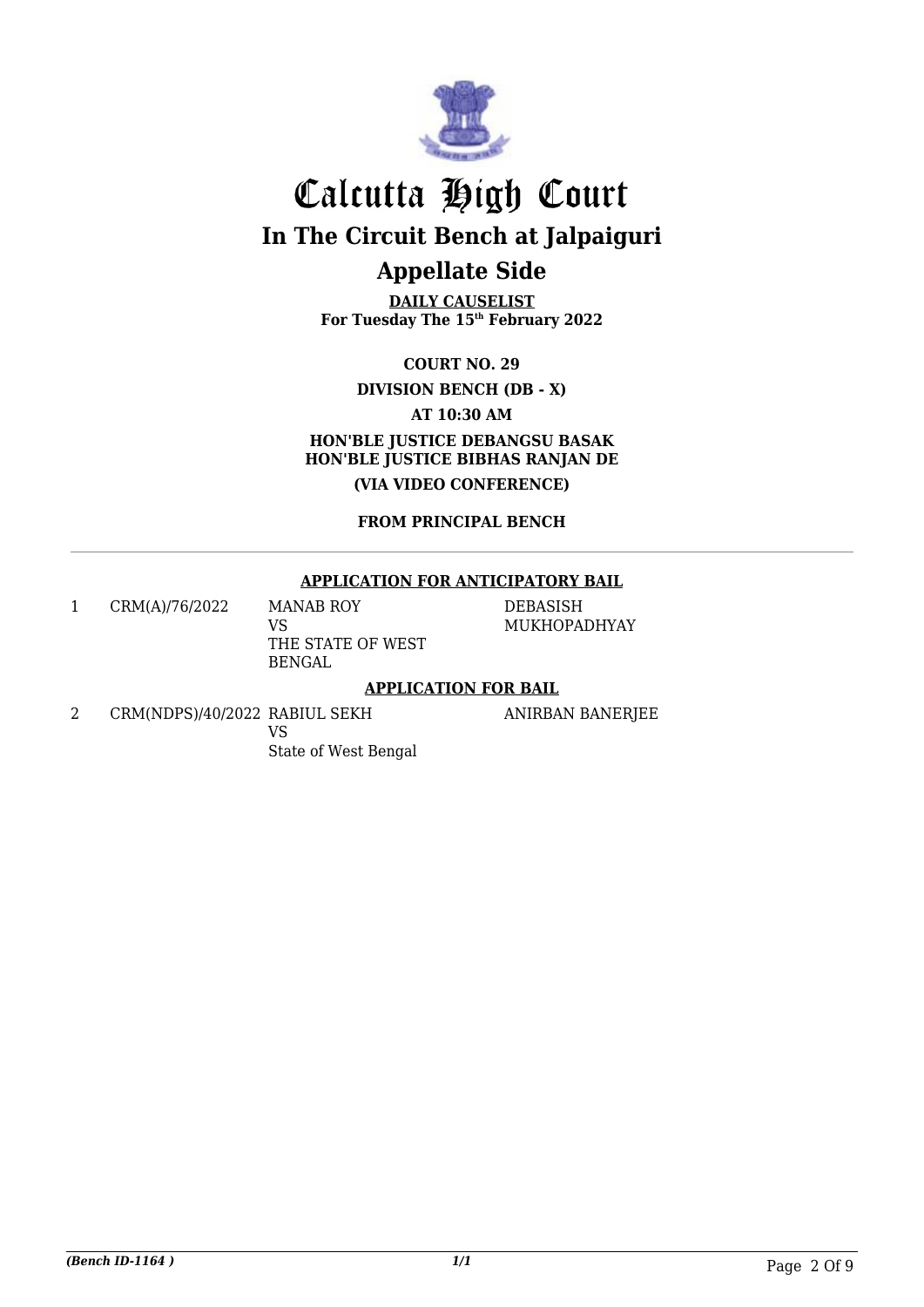# Calcutta High Court

## In The Circuit Bench at Jalpaiguri

## Appellate Side

**DAILY CAUSELIST**
**For Tuesday The 15th February 2022**

**COURT NO. 29**

**DIVISION BENCH (DB - X)**

**AT 10:30 AM**

**HON'BLE JUSTICE DEBANGSU BASAK**
**HON'BLE JUSTICE BIBHAS RANJAN DE**

**(VIA VIDEO CONFERENCE)**

**FROM PRINCIPAL BENCH**

---

**APPLICATION FOR ANTICIPATORY BAIL**

| | | | |
|---|---|---|---|
| 1 | CRM(A)/76/2022 | MANAB ROY<br>VS<br>THE STATE OF WEST BENGAL | DEBASISH MUKHOPADHYAY |

**APPLICATION FOR BAIL**

| | | | |
|---|---|---|---|
| 2 | CRM(NDPS)/40/2022 | RABIUL SEKH<br>VS<br>State of West Bengal | ANIRBAN BANERJEE |

*(Bench ID-1164 )* 1/1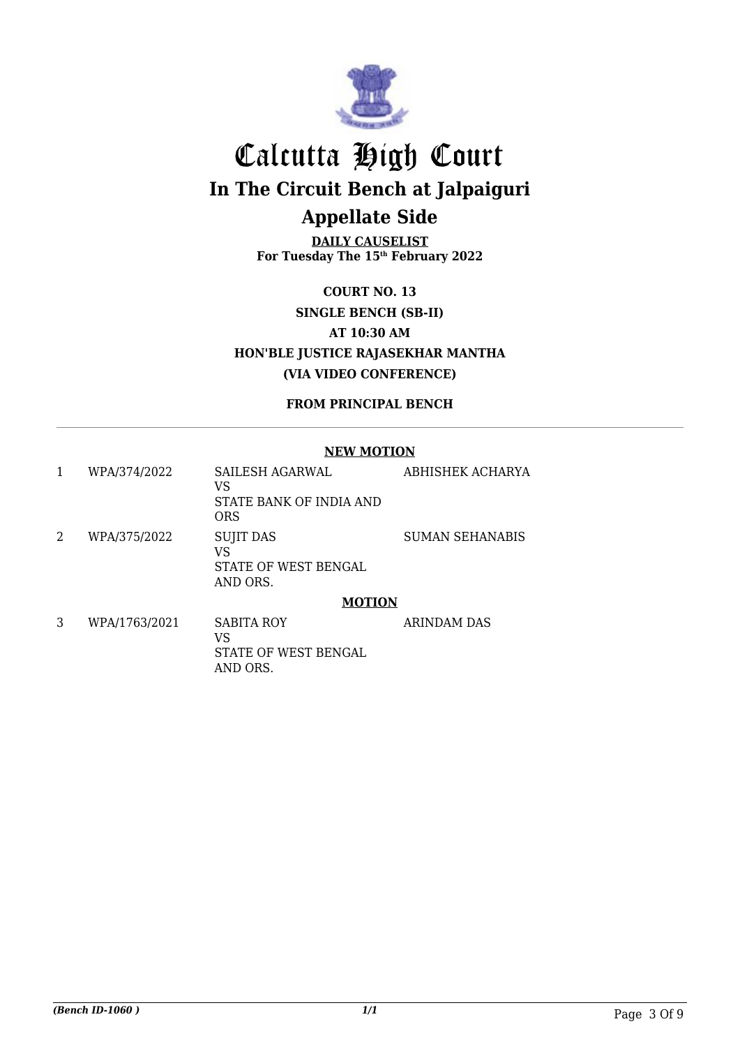# Calcutta High Court

## In The Circuit Bench at Jalpaiguri

## Appellate Side

**DAILY CAUSELIST**
**For Tuesday The 15th February 2022**

**COURT NO. 13**
**SINGLE BENCH (SB-II)**
**AT 10:30 AM**
**HON'BLE JUSTICE RAJASEKHAR MANTHA**
**(VIA VIDEO CONFERENCE)**

**FROM PRINCIPAL BENCH**

**NEW MOTION**

| | | | |
|---|---|---|---|
| 1 | WPA/374/2022 | SAILESH AGARWAL<br>VS<br>STATE BANK OF INDIA AND ORS | ABHISHEK ACHARYA |
| 2 | WPA/375/2022 | SUJIT DAS<br>VS<br>STATE OF WEST BENGAL AND ORS. | SUMAN SEHANABIS |

**MOTION**

| | | | |
|---|---|---|---|
| 3 | WPA/1763/2021 | SABITA ROY<br>VS<br>STATE OF WEST BENGAL AND ORS. | ARINDAM DAS |

*(Bench ID-1060 )* *1/1*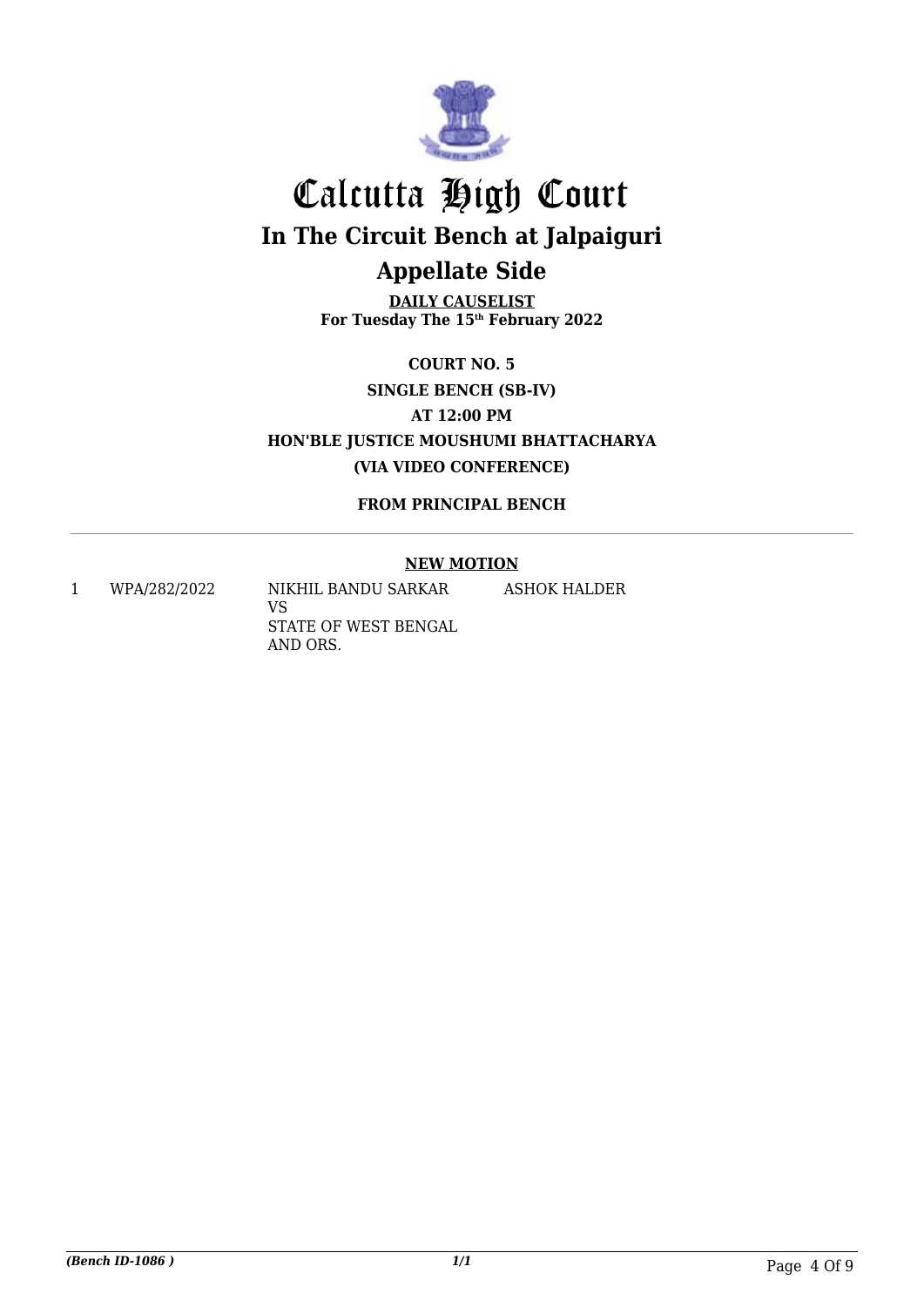# Calcutta High Court

## In The Circuit Bench at Jalpaiguri

## Appellate Side

**DAILY CAUSELIST**
**For Tuesday The 15th February 2022**

**COURT NO. 5**
**SINGLE BENCH (SB-IV)**
**AT 12:00 PM**
**HON'BLE JUSTICE MOUSHUMI BHATTACHARYA**
**(VIA VIDEO CONFERENCE)**

**FROM PRINCIPAL BENCH**

**NEW MOTION**

| | | | |
|---|---|---|---|
| 1 | WPA/282/2022 | NIKHIL BANDU SARKAR VS STATE OF WEST BENGAL AND ORS. | ASHOK HALDER |

*(Bench ID-1086 )*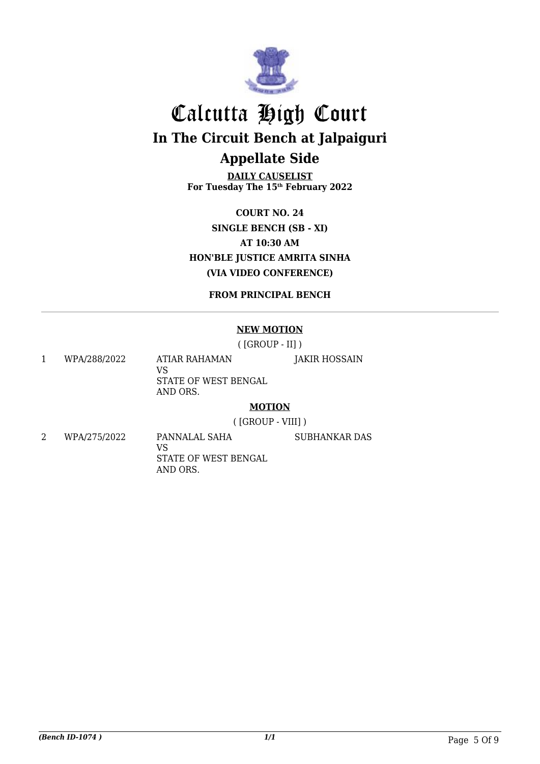# Calcutta High Court

## In The Circuit Bench at Jalpaiguri

## Appellate Side

**DAILY CAUSELIST**
**For Tuesday The 15th February 2022**

**COURT NO. 24**
**SINGLE BENCH (SB - XI)**
**AT 10:30 AM**
**HON'BLE JUSTICE AMRITA SINHA**
**(VIA VIDEO CONFERENCE)**

**FROM PRINCIPAL BENCH**

---

**NEW MOTION**

( [GROUP - II] )

| | | | |
|---|---|---|---|
| 1 | WPA/288/2022 | ATIAR RAHAMAN<br>VS<br>STATE OF WEST BENGAL AND ORS. | JAKIR HOSSAIN |

**MOTION**

( [GROUP - VIII] )

| | | | |
|---|---|---|---|
| 2 | WPA/275/2022 | PANNALAL SAHA<br>VS<br>STATE OF WEST BENGAL AND ORS. | SUBHANKAR DAS |

*(Bench ID-1074 )*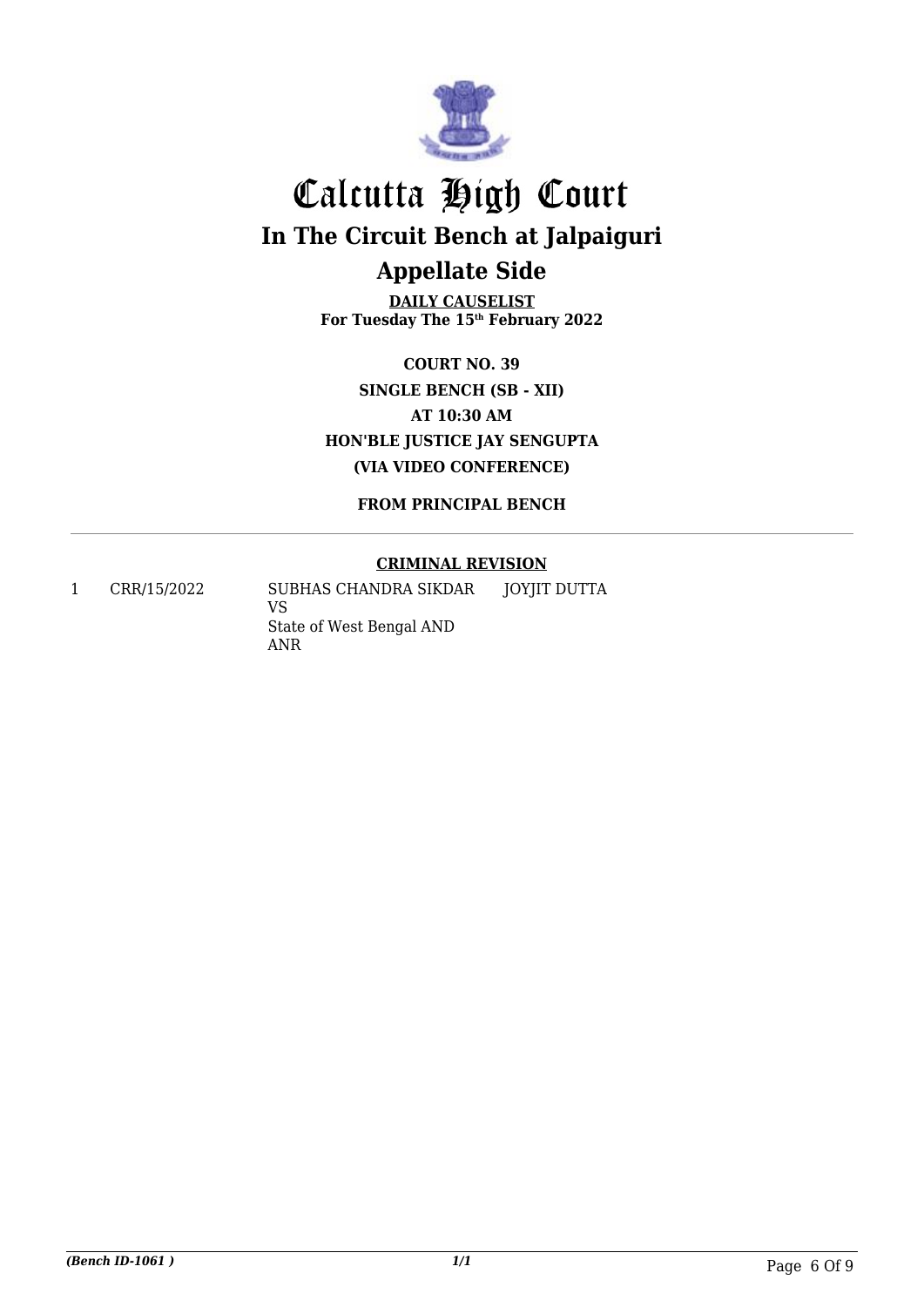# Calcutta High Court

## In The Circuit Bench at Jalpaiguri

## Appellate Side

**DAILY CAUSELIST**
**For Tuesday The 15th February 2022**

**COURT NO. 39**
**SINGLE BENCH (SB - XII)**
**AT 10:30 AM**
**HON'BLE JUSTICE JAY SENGUPTA**
**(VIA VIDEO CONFERENCE)**

**FROM PRINCIPAL BENCH**

**CRIMINAL REVISION**

| | | | |
|---|---|---|---|
| 1 | CRR/15/2022 | SUBHAS CHANDRA SIKDAR VS State of West Bengal AND ANR | JOYJIT DUTTA |

*(Bench ID-1061 )*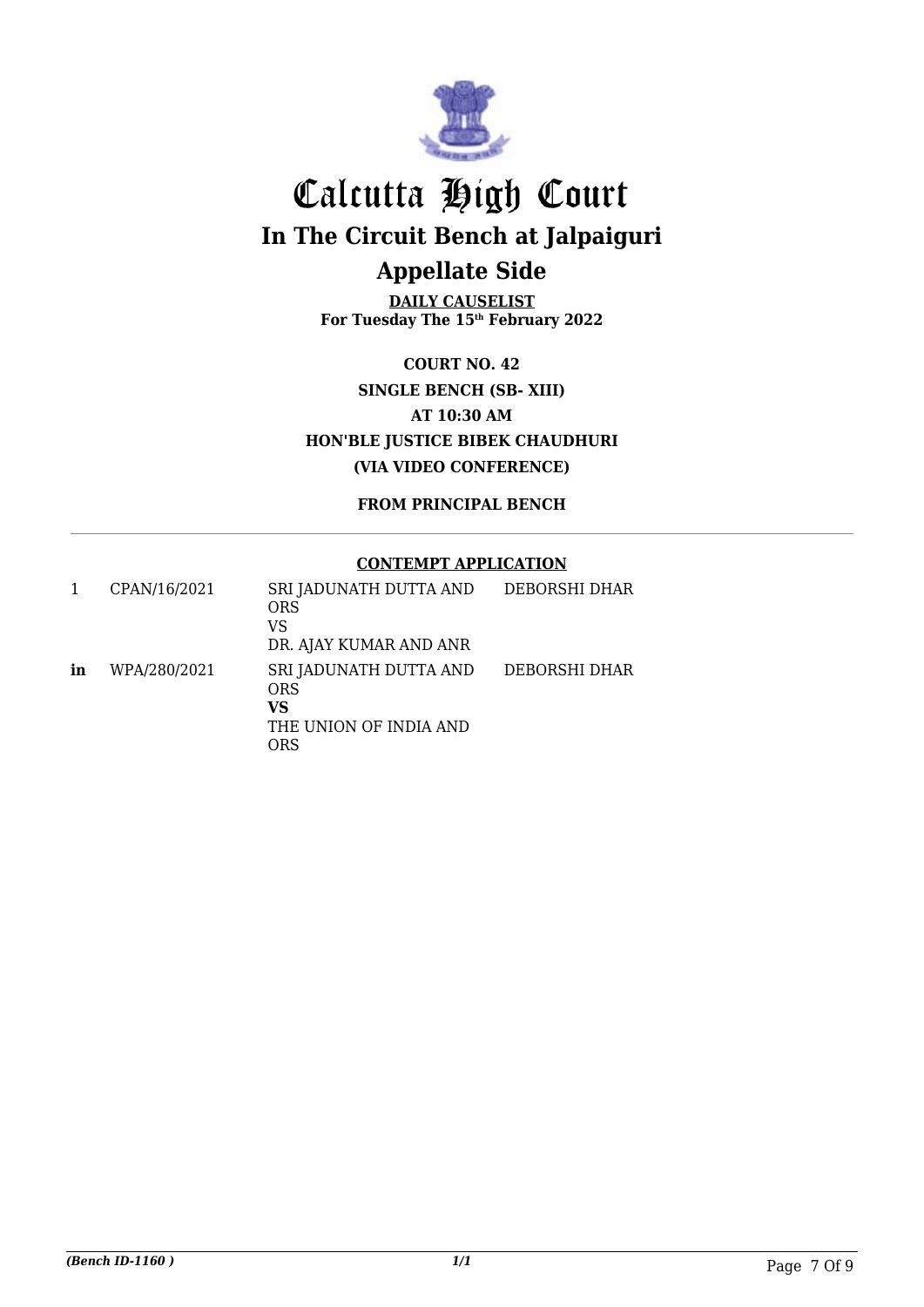# Calcutta High Court

## In The Circuit Bench at Jalpaiguri

## Appellate Side

**DAILY CAUSELIST**
**For Tuesday The 15th February 2022**

**COURT NO. 42**
**SINGLE BENCH (SB- XIII)**
**AT 10:30 AM**
**HON'BLE JUSTICE BIBEK CHAUDHURI**
**(VIA VIDEO CONFERENCE)**

**FROM PRINCIPAL BENCH**

**CONTEMPT APPLICATION**

| | | | |
|---|---|---|---|
| 1 | CPAN/16/2021 | SRI JADUNATH DUTTA AND ORS VS DR. AJAY KUMAR AND ANR | DEBORSHI DHAR |
| **in** | WPA/280/2021 | SRI JADUNATH DUTTA AND ORS **VS** THE UNION OF INDIA AND ORS | DEBORSHI DHAR |

*(Bench ID-1160 )*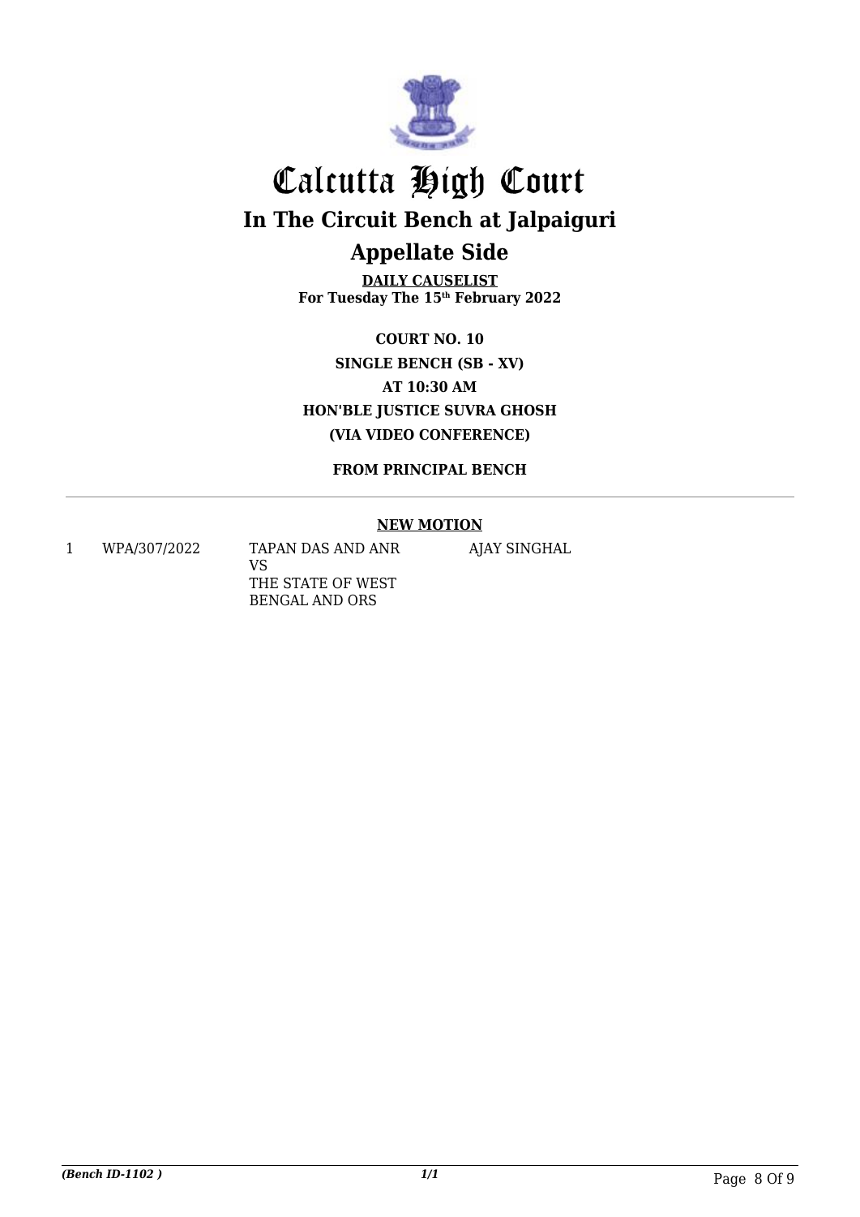# Calcutta High Court

## In The Circuit Bench at Jalpaiguri

## Appellate Side

**DAILY CAUSELIST**
**For Tuesday The 15th February 2022**

**COURT NO. 10**
**SINGLE BENCH (SB - XV)**
**AT 10:30 AM**
**HON'BLE JUSTICE SUVRA GHOSH**
**(VIA VIDEO CONFERENCE)**

**FROM PRINCIPAL BENCH**

**NEW MOTION**

| | | | |
|---|---|---|---|
| 1 | WPA/307/2022 | TAPAN DAS AND ANR<br>VS<br>THE STATE OF WEST BENGAL AND ORS | AJAY SINGHAL |

*(Bench ID-1102 )* *1/1*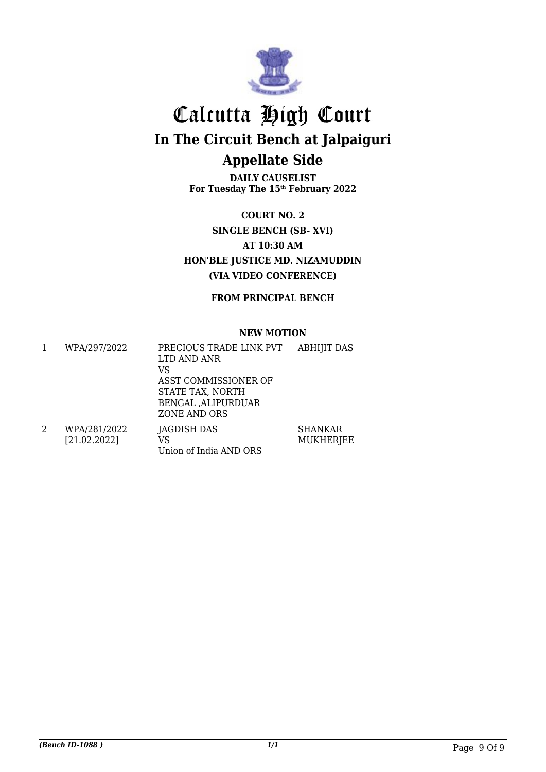# Calcutta High Court

## In The Circuit Bench at Jalpaiguri

## Appellate Side

**DAILY CAUSELIST**
**For Tuesday The 15th February 2022**

**COURT NO. 2**
**SINGLE BENCH (SB- XVI)**
**AT 10:30 AM**
**HON'BLE JUSTICE MD. NIZAMUDDIN**
**(VIA VIDEO CONFERENCE)**

**FROM PRINCIPAL BENCH**

**NEW MOTION**

| | | | |
|---|---|---|---|
| 1 | WPA/297/2022 | PRECIOUS TRADE LINK PVT LTD AND ANR VS ASST COMMISSIONER OF STATE TAX, NORTH BENGAL ,ALIPURDUAR ZONE AND ORS | ABHIJIT DAS |
| 2 | WPA/281/2022 [21.02.2022] | JAGDISH DAS VS Union of India AND ORS | SHANKAR MUKHERJEE |

*(Bench ID-1088 )* *1/1*